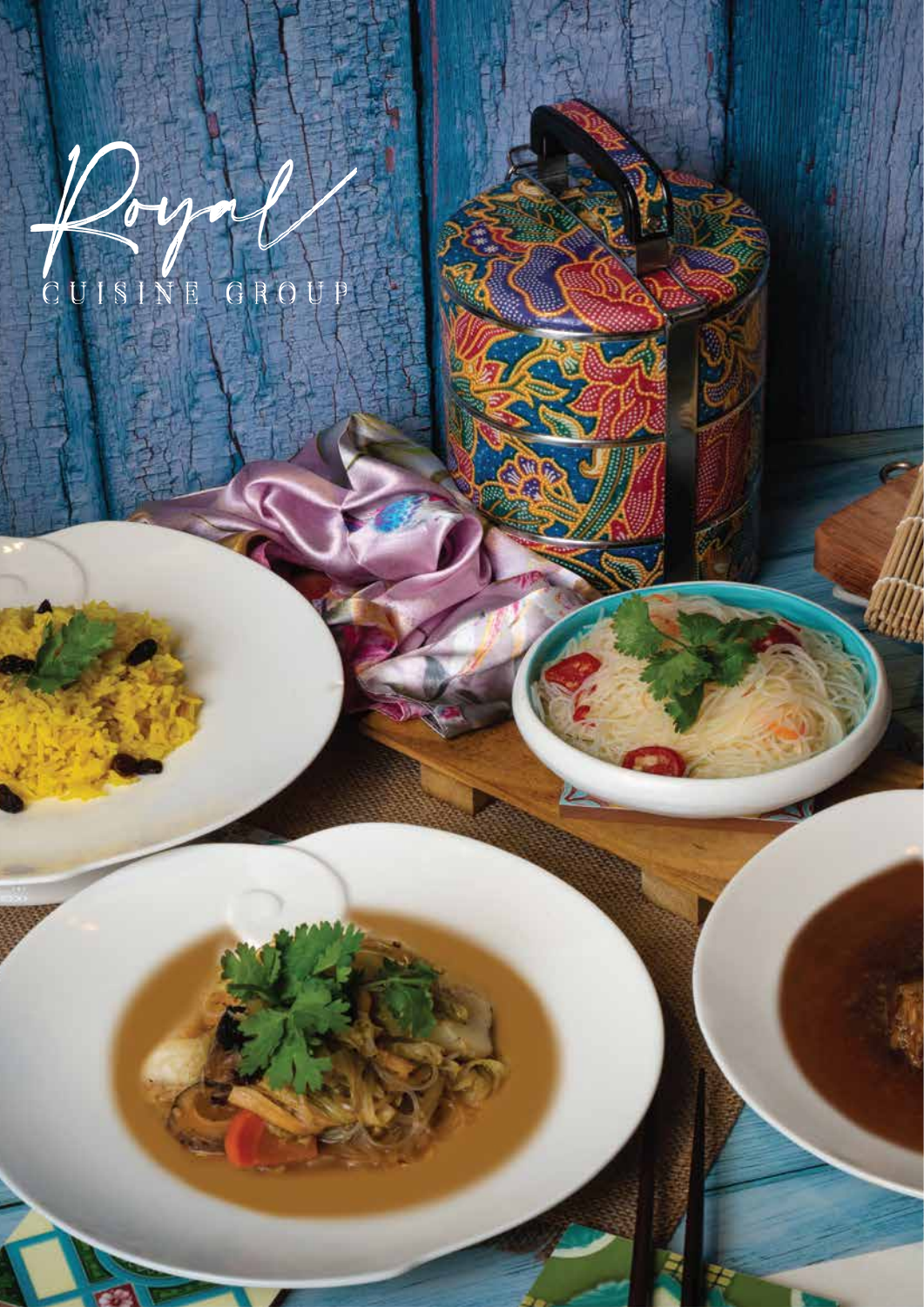# Royal

CUISINE GROUP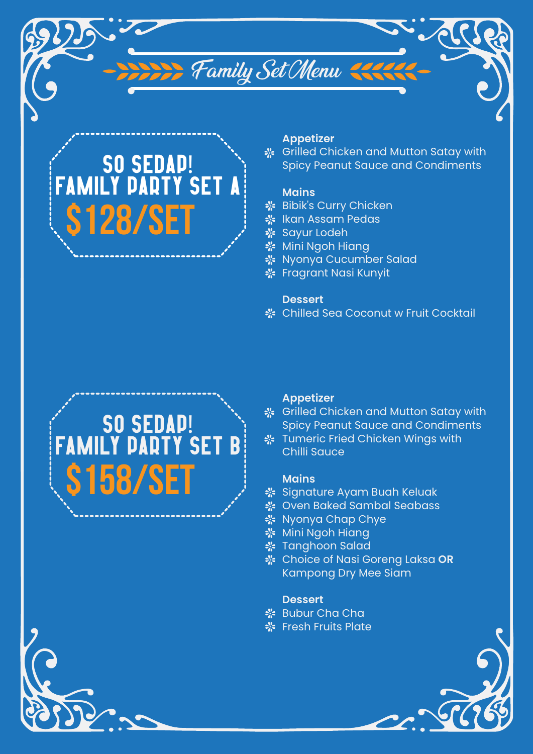# Family Set Menu

## SO SEDAP! FAMILY PARTY SET A
## $128/SET

**Appetizer**
- Grilled Chicken and Mutton Satay with Spicy Peanut Sauce and Condiments

**Mains**
- Bibik's Curry Chicken
- Ikan Assam Pedas
- Sayur Lodeh
- Mini Ngoh Hiang
- Nyonya Cucumber Salad
- Fragrant Nasi Kunyit

**Dessert**
- Chilled Sea Coconut w Fruit Cocktail

## SO SEDAP! FAMILY PARTY SET B
## $158/SET

**Appetizer**
- Grilled Chicken and Mutton Satay with Spicy Peanut Sauce and Condiments
- Tumeric Fried Chicken Wings with Chilli Sauce

**Mains**
- Signature Ayam Buah Keluak
- Oven Baked Sambal Seabass
- Nyonya Chap Chye
- Mini Ngoh Hiang
- Tanghoon Salad
- Choice of Nasi Goreng Laksa **OR** Kampong Dry Mee Siam

**Dessert**
- Bubur Cha Cha
- Fresh Fruits Plate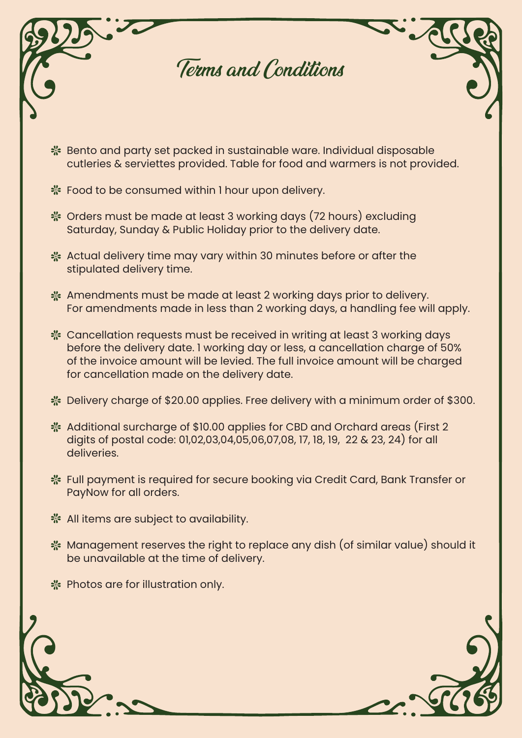# Terms and Conditions

- Bento and party set packed in sustainable ware. Individual disposable cutleries & serviettes provided. Table for food and warmers is not provided.
- Food to be consumed within 1 hour upon delivery.
- Orders must be made at least 3 working days (72 hours) excluding Saturday, Sunday & Public Holiday prior to the delivery date.
- Actual delivery time may vary within 30 minutes before or after the stipulated delivery time.
- Amendments must be made at least 2 working days prior to delivery. For amendments made in less than 2 working days, a handling fee will apply.
- Cancellation requests must be received in writing at least 3 working days before the delivery date. 1 working day or less, a cancellation charge of 50% of the invoice amount will be levied. The full invoice amount will be charged for cancellation made on the delivery date.
- Delivery charge of $20.00 applies. Free delivery with a minimum order of $300.
- Additional surcharge of $10.00 applies for CBD and Orchard areas (First 2 digits of postal code: 01,02,03,04,05,06,07,08, 17, 18, 19, 22 & 23, 24) for all deliveries.
- Full payment is required for secure booking via Credit Card, Bank Transfer or PayNow for all orders.
- All items are subject to availability.
- Management reserves the right to replace any dish (of similar value) should it be unavailable at the time of delivery.
- Photos are for illustration only.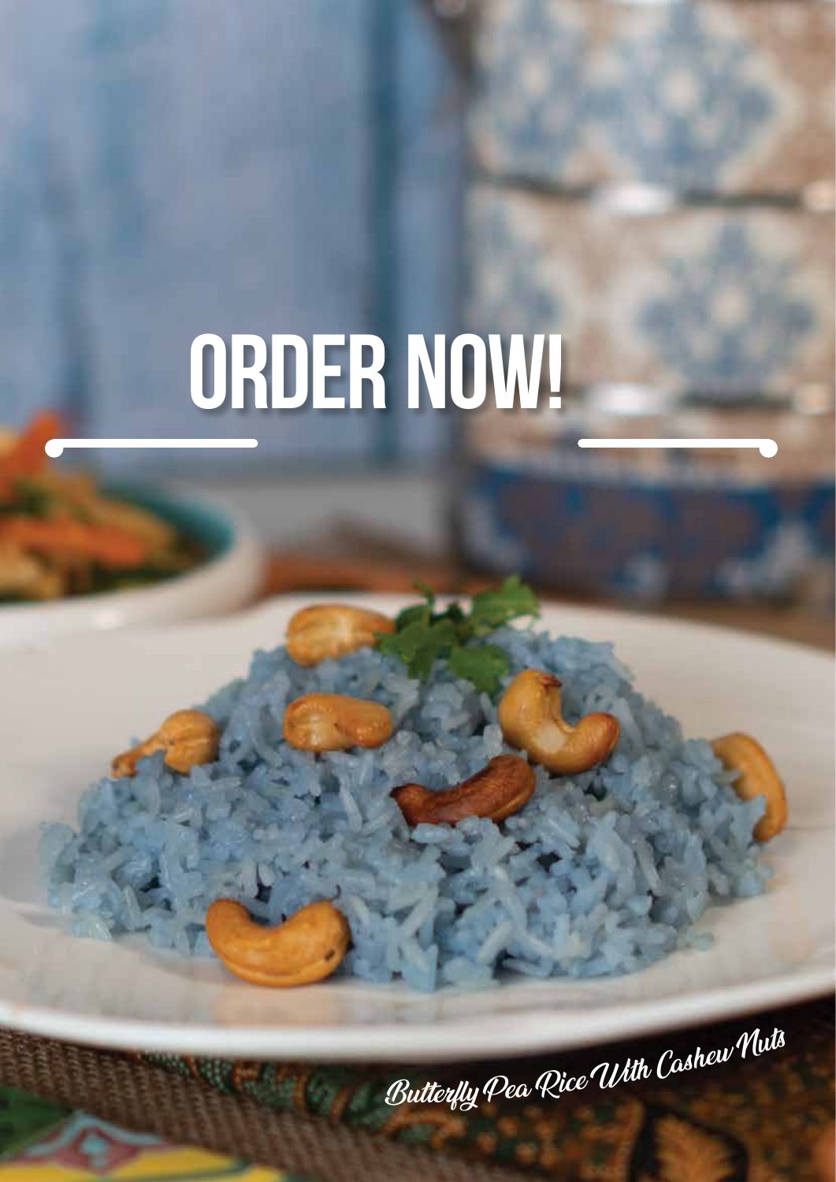# ORDER NOW!

*Butterfly Pea Rice With Cashew Nuts*